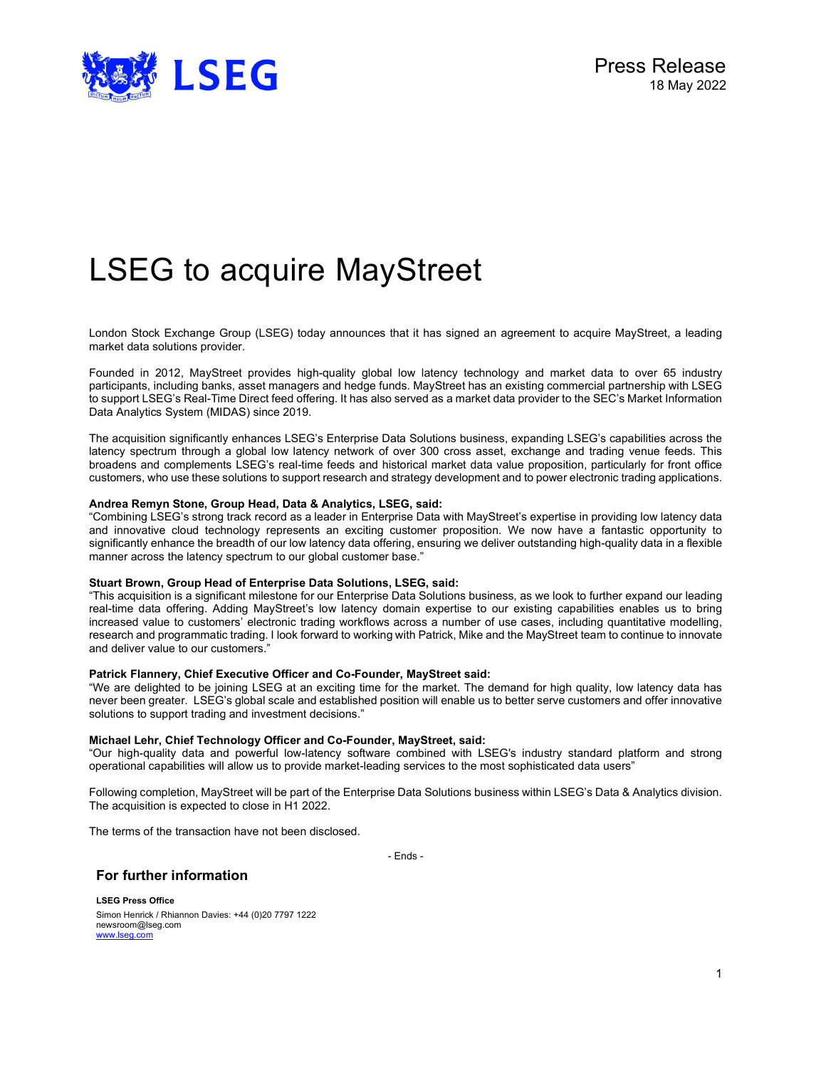Press Release
18 May 2022

# LSEG to acquire MayStreet

London Stock Exchange Group (LSEG) today announces that it has signed an agreement to acquire MayStreet, a leading market data solutions provider.

Founded in 2012, MayStreet provides high-quality global low latency technology and market data to over 65 industry participants, including banks, asset managers and hedge funds. MayStreet has an existing commercial partnership with LSEG to support LSEG's Real-Time Direct feed offering. It has also served as a market data provider to the SEC's Market Information Data Analytics System (MIDAS) since 2019.

The acquisition significantly enhances LSEG's Enterprise Data Solutions business, expanding LSEG's capabilities across the latency spectrum through a global low latency network of over 300 cross asset, exchange and trading venue feeds. This broadens and complements LSEG's real-time feeds and historical market data value proposition, particularly for front office customers, who use these solutions to support research and strategy development and to power electronic trading applications.

**Andrea Remyn Stone, Group Head, Data & Analytics, LSEG, said:**
"Combining LSEG's strong track record as a leader in Enterprise Data with MayStreet's expertise in providing low latency data and innovative cloud technology represents an exciting customer proposition. We now have a fantastic opportunity to significantly enhance the breadth of our low latency data offering, ensuring we deliver outstanding high-quality data in a flexible manner across the latency spectrum to our global customer base."

**Stuart Brown, Group Head of Enterprise Data Solutions, LSEG, said:**
"This acquisition is a significant milestone for our Enterprise Data Solutions business, as we look to further expand our leading real-time data offering. Adding MayStreet's low latency domain expertise to our existing capabilities enables us to bring increased value to customers' electronic trading workflows across a number of use cases, including quantitative modelling, research and programmatic trading. I look forward to working with Patrick, Mike and the MayStreet team to continue to innovate and deliver value to our customers."

**Patrick Flannery, Chief Executive Officer and Co-Founder, MayStreet said:**
"We are delighted to be joining LSEG at an exciting time for the market. The demand for high quality, low latency data has never been greater. LSEG's global scale and established position will enable us to better serve customers and offer innovative solutions to support trading and investment decisions."

**Michael Lehr, Chief Technology Officer and Co-Founder, MayStreet, said:**
"Our high-quality data and powerful low-latency software combined with LSEG's industry standard platform and strong operational capabilities will allow us to provide market-leading services to the most sophisticated data users"

Following completion, MayStreet will be part of the Enterprise Data Solutions business within LSEG's Data & Analytics division. The acquisition is expected to close in H1 2022.

The terms of the transaction have not been disclosed.

- Ends -

## For further information

**LSEG Press Office**
Simon Henrick / Rhiannon Davies: +44 (0)20 7797 1222
newsroom@lseg.com
www.lseg.com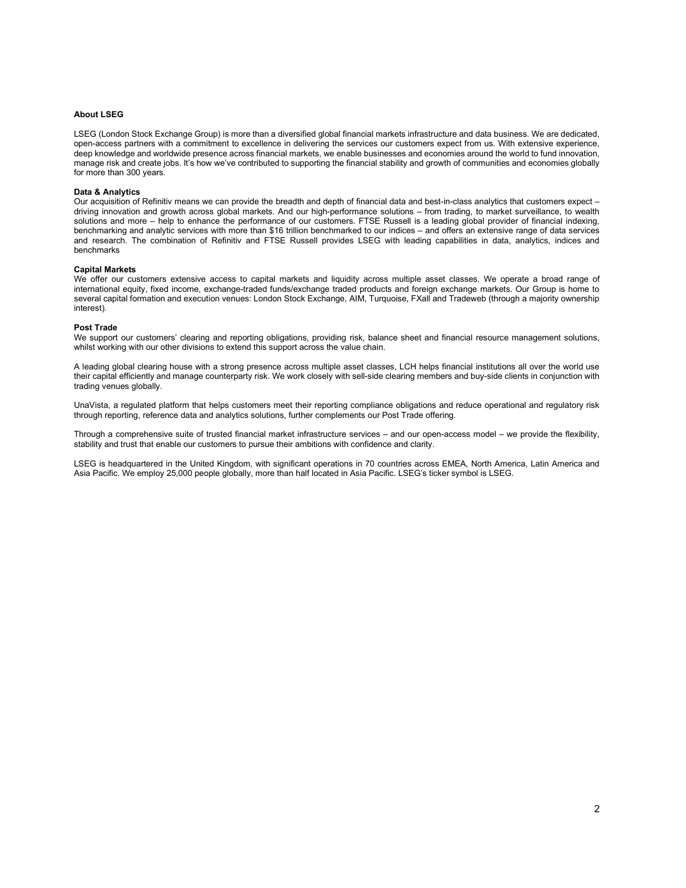**About LSEG**

LSEG (London Stock Exchange Group) is more than a diversified global financial markets infrastructure and data business. We are dedicated, open-access partners with a commitment to excellence in delivering the services our customers expect from us. With extensive experience, deep knowledge and worldwide presence across financial markets, we enable businesses and economies around the world to fund innovation, manage risk and create jobs. It's how we've contributed to supporting the financial stability and growth of communities and economies globally for more than 300 years.

**Data & Analytics**
Our acquisition of Refinitiv means we can provide the breadth and depth of financial data and best-in-class analytics that customers expect – driving innovation and growth across global markets. And our high-performance solutions – from trading, to market surveillance, to wealth solutions and more – help to enhance the performance of our customers. FTSE Russell is a leading global provider of financial indexing, benchmarking and analytic services with more than $16 trillion benchmarked to our indices – and offers an extensive range of data services and research. The combination of Refinitiv and FTSE Russell provides LSEG with leading capabilities in data, analytics, indices and benchmarks

**Capital Markets**
We offer our customers extensive access to capital markets and liquidity across multiple asset classes. We operate a broad range of international equity, fixed income, exchange-traded funds/exchange traded products and foreign exchange markets. Our Group is home to several capital formation and execution venues: London Stock Exchange, AIM, Turquoise, FXall and Tradeweb (through a majority ownership interest).

**Post Trade**
We support our customers' clearing and reporting obligations, providing risk, balance sheet and financial resource management solutions, whilst working with our other divisions to extend this support across the value chain.

A leading global clearing house with a strong presence across multiple asset classes, LCH helps financial institutions all over the world use their capital efficiently and manage counterparty risk. We work closely with sell-side clearing members and buy-side clients in conjunction with trading venues globally.

UnaVista, a regulated platform that helps customers meet their reporting compliance obligations and reduce operational and regulatory risk through reporting, reference data and analytics solutions, further complements our Post Trade offering.

Through a comprehensive suite of trusted financial market infrastructure services – and our open-access model – we provide the flexibility, stability and trust that enable our customers to pursue their ambitions with confidence and clarity.

LSEG is headquartered in the United Kingdom, with significant operations in 70 countries across EMEA, North America, Latin America and Asia Pacific. We employ 25,000 people globally, more than half located in Asia Pacific. LSEG's ticker symbol is LSEG.